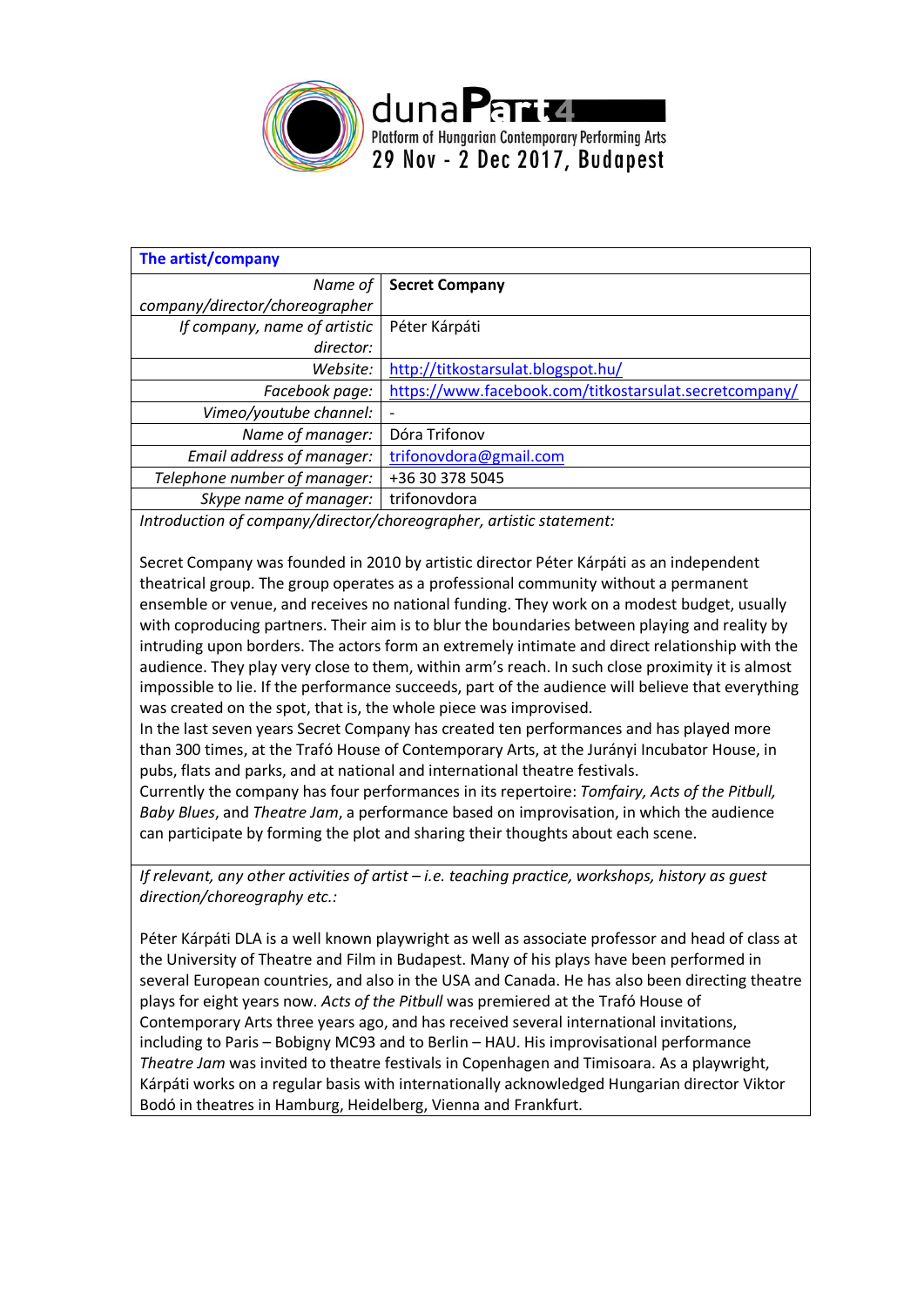dunaPart4
Platform of Hungarian Contemporary Performing Arts
29 Nov - 2 Dec 2017, Budapest

| **The artist/company** | |
|---|---|
| *Name of company/director/choreographer* | **Secret Company** |
| *If company, name of artistic director:* | Péter Kárpáti |
| *Website:* | http://titkostarsulat.blogspot.hu/ |
| *Facebook page:* | https://www.facebook.com/titkostarsulat.secretcompany/ |
| *Vimeo/youtube channel:* | - |
| *Name of manager:* | Dóra Trifonov |
| *Email address of manager:* | trifonovdora@gmail.com |
| *Telephone number of manager:* | +36 30 378 5045 |
| *Skype name of manager:* | trifonovdora |

*Introduction of company/director/choreographer, artistic statement:*

Secret Company was founded in 2010 by artistic director Péter Kárpáti as an independent theatrical group. The group operates as a professional community without a permanent ensemble or venue, and receives no national funding. They work on a modest budget, usually with coproducing partners. Their aim is to blur the boundaries between playing and reality by intruding upon borders. The actors form an extremely intimate and direct relationship with the audience. They play very close to them, within arm's reach. In such close proximity it is almost impossible to lie. If the performance succeeds, part of the audience will believe that everything was created on the spot, that is, the whole piece was improvised.
In the last seven years Secret Company has created ten performances and has played more than 300 times, at the Trafó House of Contemporary Arts, at the Jurányi Incubator House, in pubs, flats and parks, and at national and international theatre festivals.
Currently the company has four performances in its repertoire: *Tomfairy, Acts of the Pitbull, Baby Blues*, and *Theatre Jam*, a performance based on improvisation, in which the audience can participate by forming the plot and sharing their thoughts about each scene.

*If relevant, any other activities of artist – i.e. teaching practice, workshops, history as guest direction/choreography etc.:*

Péter Kárpáti DLA is a well known playwright as well as associate professor and head of class at the University of Theatre and Film in Budapest. Many of his plays have been performed in several European countries, and also in the USA and Canada. He has also been directing theatre plays for eight years now. *Acts of the Pitbull* was premiered at the Trafó House of Contemporary Arts three years ago, and has received several international invitations, including to Paris – Bobigny MC93 and to Berlin – HAU. His improvisational performance *Theatre Jam* was invited to theatre festivals in Copenhagen and Timisoara. As a playwright, Kárpáti works on a regular basis with internationally acknowledged Hungarian director Viktor Bodó in theatres in Hamburg, Heidelberg, Vienna and Frankfurt.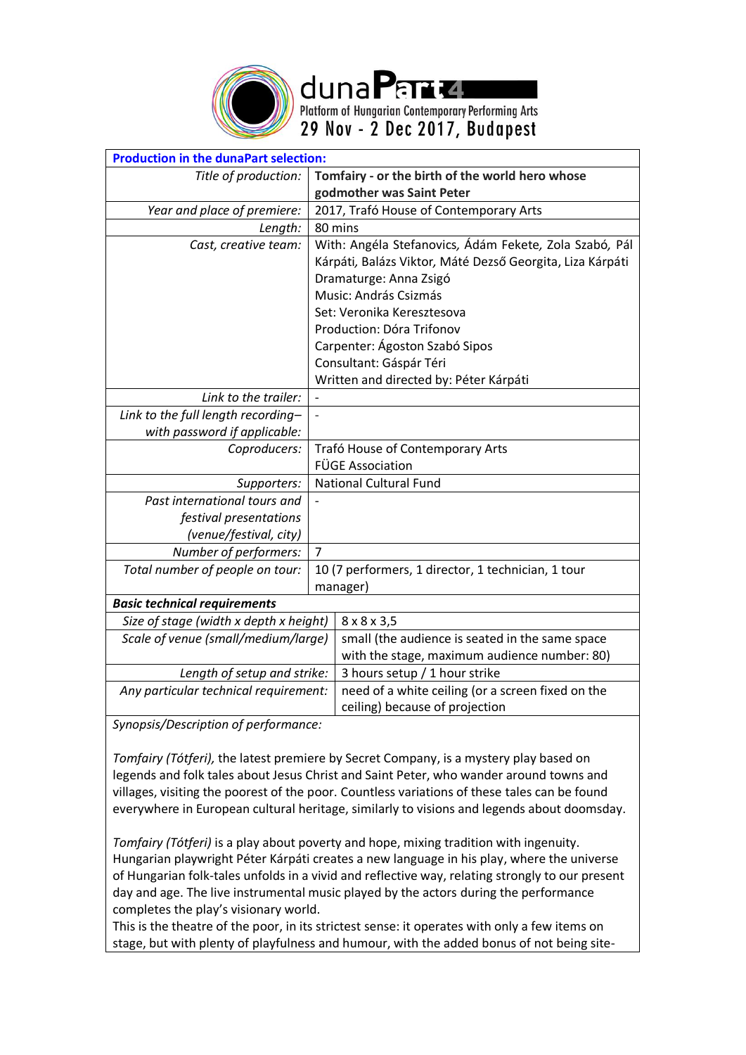duna**Part4**
Platform of Hungarian Contemporary Performing Arts
29 Nov - 2 Dec 2017, Budapest

| **Production in the dunaPart selection:** | |
|---|---|
| *Title of production:* | **Tomfairy - or the birth of the world hero whose godmother was Saint Peter** |
| *Year and place of premiere:* | 2017, Trafó House of Contemporary Arts |
| *Length:* | 80 mins |
| *Cast, creative team:* | With: Angéla Stefanovics, Ádám Fekete, Zola Szabó, Pál Kárpáti, Balázs Viktor, Máté Dezső Georgita, Liza Kárpáti<br>Dramaturge: Anna Zsigó<br>Music: András Csizmás<br>Set: Veronika Keresztesova<br>Production: Dóra Trifonov<br>Carpenter: Ágoston Szabó Sipos<br>Consultant: Gáspár Téri<br>Written and directed by: Péter Kárpáti |
| *Link to the trailer:* | - |
| *Link to the full length recording– with password if applicable:* | - |
| *Coproducers:* | Trafó House of Contemporary Arts<br>FÜGE Association |
| *Supporters:* | National Cultural Fund |
| *Past international tours and festival presentations (venue/festival, city)* | - |
| *Number of performers:* | 7 |
| *Total number of people on tour:* | 10 (7 performers, 1 director, 1 technician, 1 tour manager) |

| ***Basic technical requirements*** | |
|---|---|
| *Size of stage (width x depth x height)* | 8 x 8 x 3,5 |
| *Scale of venue (small/medium/large)* | small (the audience is seated in the same space with the stage, maximum audience number: 80) |
| *Length of setup and strike:* | 3 hours setup / 1 hour strike |
| *Any particular technical requirement:* | need of a white ceiling (or a screen fixed on the ceiling) because of projection |

*Synopsis/Description of performance:*

*Tomfairy (Tótferi),* the latest premiere by Secret Company, is a mystery play based on legends and folk tales about Jesus Christ and Saint Peter, who wander around towns and villages, visiting the poorest of the poor. Countless variations of these tales can be found everywhere in European cultural heritage, similarly to visions and legends about doomsday.

*Tomfairy (Tótferi)* is a play about poverty and hope, mixing tradition with ingenuity. Hungarian playwright Péter Kárpáti creates a new language in his play, where the universe of Hungarian folk-tales unfolds in a vivid and reflective way, relating strongly to our present day and age. The live instrumental music played by the actors during the performance completes the play's visionary world.
This is the theatre of the poor, in its strictest sense: it operates with only a few items on stage, but with plenty of playfulness and humour, with the added bonus of not being site-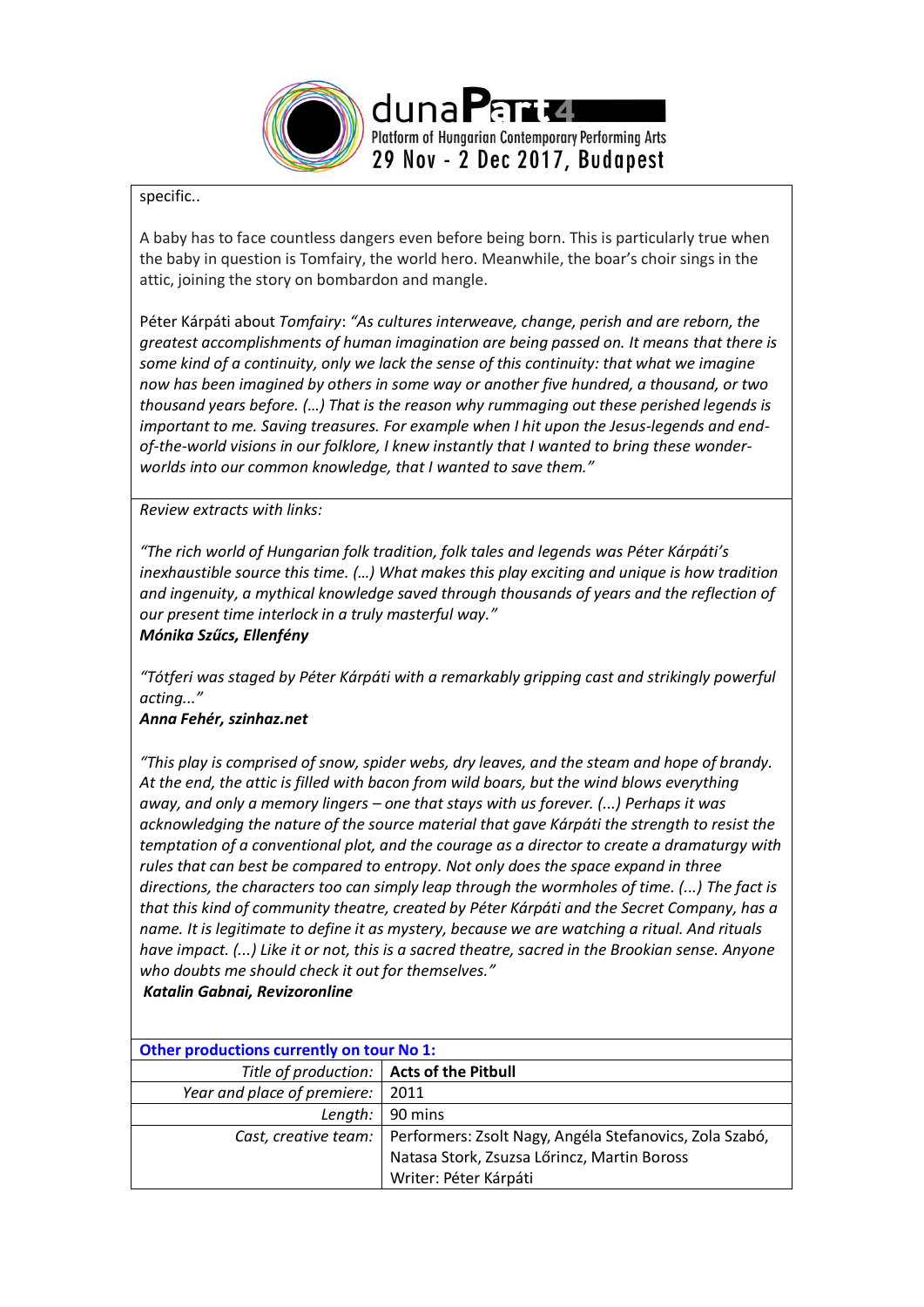specific..

A baby has to face countless dangers even before being born. This is particularly true when the baby in question is Tomfairy, the world hero. Meanwhile, the boar's choir sings in the attic, joining the story on bombardon and mangle.

Péter Kárpáti about *Tomfairy*: *"As cultures interweave, change, perish and are reborn, the greatest accomplishments of human imagination are being passed on. It means that there is some kind of a continuity, only we lack the sense of this continuity: that what we imagine now has been imagined by others in some way or another five hundred, a thousand, or two thousand years before. (…) That is the reason why rummaging out these perished legends is important to me. Saving treasures. For example when I hit upon the Jesus-legends and end-of-the-world visions in our folklore, I knew instantly that I wanted to bring these wonder-worlds into our common knowledge, that I wanted to save them."*

*Review extracts with links:*

*"The rich world of Hungarian folk tradition, folk tales and legends was Péter Kárpáti's inexhaustible source this time. (…) What makes this play exciting and unique is how tradition and ingenuity, a mythical knowledge saved through thousands of years and the reflection of our present time interlock in a truly masterful way."*
***Mónika Szűcs, Ellenfény***

*"Tótferi was staged by Péter Kárpáti with a remarkably gripping cast and strikingly powerful acting..."*
***Anna Fehér, szinhaz.net***

*"This play is comprised of snow, spider webs, dry leaves, and the steam and hope of brandy. At the end, the attic is filled with bacon from wild boars, but the wind blows everything away, and only a memory lingers – one that stays with us forever. (...) Perhaps it was acknowledging the nature of the source material that gave Kárpáti the strength to resist the temptation of a conventional plot, and the courage as a director to create a dramaturgy with rules that can best be compared to entropy. Not only does the space expand in three directions, the characters too can simply leap through the wormholes of time. (...) The fact is that this kind of community theatre, created by Péter Kárpáti and the Secret Company, has a name. It is legitimate to define it as mystery, because we are watching a ritual. And rituals have impact. (...) Like it or not, this is a sacred theatre, sacred in the Brookian sense. Anyone who doubts me should check it out for themselves."*
***Katalin Gabnai, Revizoronline***

| **Other productions currently on tour No 1:** | |
|---|---|
| *Title of production:* | **Acts of the Pitbull** |
| *Year and place of premiere:* | 2011 |
| *Length:* | 90 mins |
| *Cast, creative team:* | Performers: Zsolt Nagy, Angéla Stefanovics, Zola Szabó, Natasa Stork, Zsuzsa Lőrincz, Martin Boross<br>Writer: Péter Kárpáti |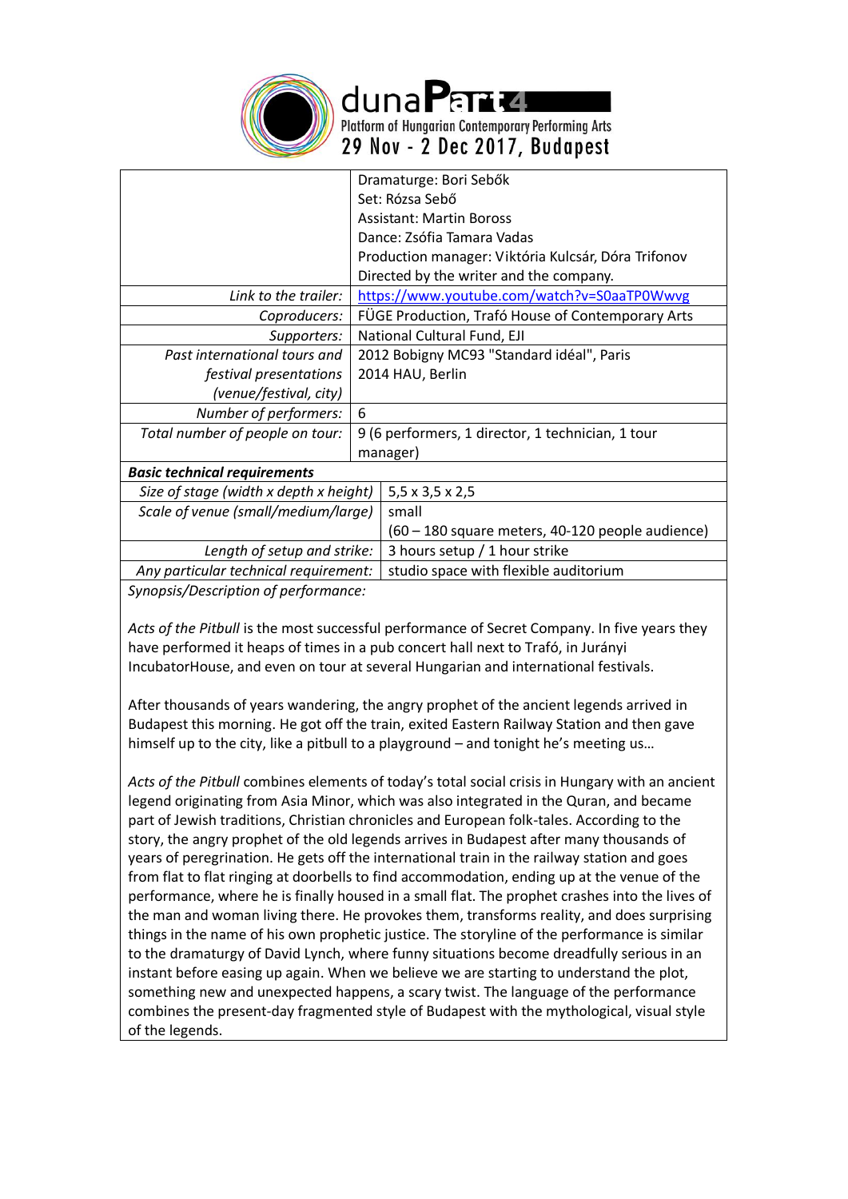| | |
|---|---|
| | Dramaturge: Bori Sebők<br>Set: Rózsa Sebő<br>Assistant: Martin Boross<br>Dance: Zsófia Tamara Vadas<br>Production manager: Viktória Kulcsár, Dóra Trifonov<br>Directed by the writer and the company. |
| *Link to the trailer:* | https://www.youtube.com/watch?v=S0aaTP0Wwvg |
| *Coproducers:* | FÜGE Production, Trafó House of Contemporary Arts |
| *Supporters:* | National Cultural Fund, EJI |
| *Past international tours and festival presentations (venue/festival, city)* | 2012 Bobigny MC93 "Standard idéal", Paris<br>2014 HAU, Berlin |
| *Number of performers:* | 6 |
| *Total number of people on tour:* | 9 (6 performers, 1 director, 1 technician, 1 tour manager) |
| ***Basic technical requirements*** | |
| *Size of stage (width x depth x height)* | 5,5 x 3,5 x 2,5 |
| *Scale of venue (small/medium/large)* | small<br>(60 – 180 square meters, 40-120 people audience) |
| *Length of setup and strike:* | 3 hours setup / 1 hour strike |
| *Any particular technical requirement:* | studio space with flexible auditorium |

*Synopsis/Description of performance:*

*Acts of the Pitbull* is the most successful performance of Secret Company. In five years they have performed it heaps of times in a pub concert hall next to Trafó, in Jurányi IncubatorHouse, and even on tour at several Hungarian and international festivals.

After thousands of years wandering, the angry prophet of the ancient legends arrived in Budapest this morning. He got off the train, exited Eastern Railway Station and then gave himself up to the city, like a pitbull to a playground – and tonight he's meeting us…

*Acts of the Pitbull* combines elements of today's total social crisis in Hungary with an ancient legend originating from Asia Minor, which was also integrated in the Quran, and became part of Jewish traditions, Christian chronicles and European folk-tales. According to the story, the angry prophet of the old legends arrives in Budapest after many thousands of years of peregrination. He gets off the international train in the railway station and goes from flat to flat ringing at doorbells to find accommodation, ending up at the venue of the performance, where he is finally housed in a small flat. The prophet crashes into the lives of the man and woman living there. He provokes them, transforms reality, and does surprising things in the name of his own prophetic justice. The storyline of the performance is similar to the dramaturgy of David Lynch, where funny situations become dreadfully serious in an instant before easing up again. When we believe we are starting to understand the plot, something new and unexpected happens, a scary twist. The language of the performance combines the present-day fragmented style of Budapest with the mythological, visual style of the legends.